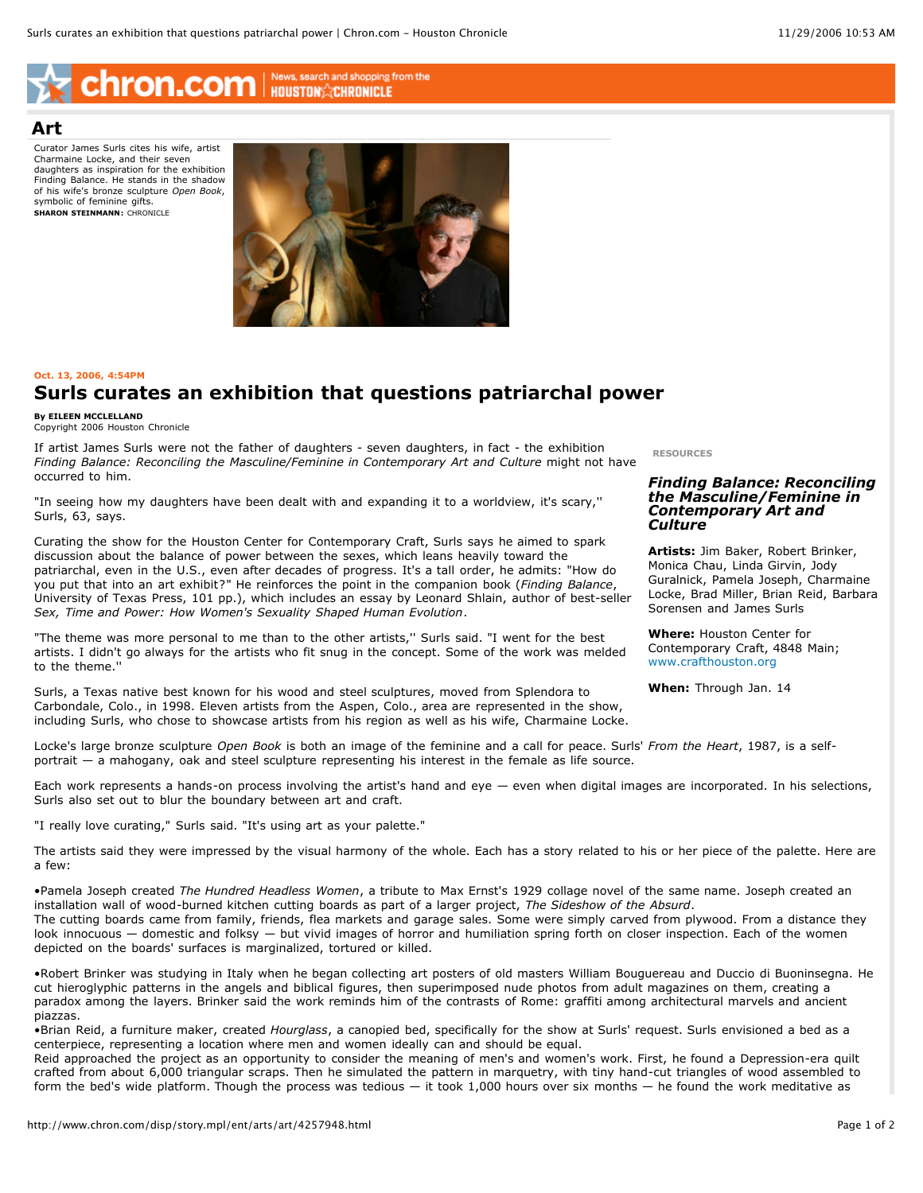# Art

Curator James Surls cites his wife, artist Charmaine Locke, and their seven daughters as inspiration for the exhibition Finding Balance. He stands in the shadow of his wife's bronze sculpture *Open Book*, symbolic of feminine gifts.
**SHARON STEINMANN:** CHRONICLE

**Oct. 13, 2006, 4:54PM**

## Surls curates an exhibition that questions patriarchal power

**By EILEEN MCCLELLAND**
Copyright 2006 Houston Chronicle

If artist James Surls were not the father of daughters - seven daughters, in fact - the exhibition *Finding Balance: Reconciling the Masculine/Feminine in Contemporary Art and Culture* might not have occurred to him.

"In seeing how my daughters have been dealt with and expanding it to a worldview, it's scary,'' Surls, 63, says.

Curating the show for the Houston Center for Contemporary Craft, Surls says he aimed to spark discussion about the balance of power between the sexes, which leans heavily toward the patriarchal, even in the U.S., even after decades of progress. It's a tall order, he admits: "How do you put that into an art exhibit?" He reinforces the point in the companion book (*Finding Balance*, University of Texas Press, 101 pp.), which includes an essay by Leonard Shlain, author of best-seller *Sex, Time and Power: How Women's Sexuality Shaped Human Evolution*.

"The theme was more personal to me than to the other artists,'' Surls said. "I went for the best artists. I didn't go always for the artists who fit snug in the concept. Some of the work was melded to the theme.''

Surls, a Texas native best known for his wood and steel sculptures, moved from Splendora to Carbondale, Colo., in 1998. Eleven artists from the Aspen, Colo., area are represented in the show, including Surls, who chose to showcase artists from his region as well as his wife, Charmaine Locke.

Locke's large bronze sculpture *Open Book* is both an image of the feminine and a call for peace. Surls' *From the Heart*, 1987, is a self-portrait — a mahogany, oak and steel sculpture representing his interest in the female as life source.

Each work represents a hands-on process involving the artist's hand and eye — even when digital images are incorporated. In his selections, Surls also set out to blur the boundary between art and craft.

"I really love curating," Surls said. "It's using art as your palette."

The artists said they were impressed by the visual harmony of the whole. Each has a story related to his or her piece of the palette. Here are a few:

•Pamela Joseph created *The Hundred Headless Women*, a tribute to Max Ernst's 1929 collage novel of the same name. Joseph created an installation wall of wood-burned kitchen cutting boards as part of a larger project, *The Sideshow of the Absurd*.
The cutting boards came from family, friends, flea markets and garage sales. Some were simply carved from plywood. From a distance they look innocuous — domestic and folksy — but vivid images of horror and humiliation spring forth on closer inspection. Each of the women depicted on the boards' surfaces is marginalized, tortured or killed.

•Robert Brinker was studying in Italy when he began collecting art posters of old masters William Bouguereau and Duccio di Buoninsegna. He cut hieroglyphic patterns in the angels and biblical figures, then superimposed nude photos from adult magazines on them, creating a paradox among the layers. Brinker said the work reminds him of the contrasts of Rome: graffiti among architectural marvels and ancient piazzas.
•Brian Reid, a furniture maker, created *Hourglass*, a canopied bed, specifically for the show at Surls' request. Surls envisioned a bed as a centerpiece, representing a location where men and women ideally can and should be equal.
Reid approached the project as an opportunity to consider the meaning of men's and women's work. First, he found a Depression-era quilt crafted from about 6,000 triangular scraps. Then he simulated the pattern in marquetry, with tiny hand-cut triangles of wood assembled to form the bed's wide platform. Though the process was tedious — it took 1,000 hours over six months — he found the work meditative as

**RESOURCES**

### *Finding Balance: Reconciling the Masculine/Feminine in Contemporary Art and Culture*

**Artists:** Jim Baker, Robert Brinker, Monica Chau, Linda Girvin, Jody Guralnick, Pamela Joseph, Charmaine Locke, Brad Miller, Brian Reid, Barbara Sorensen and James Surls

**Where:** Houston Center for Contemporary Craft, 4848 Main; www.crafthouston.org

**When:** Through Jan. 14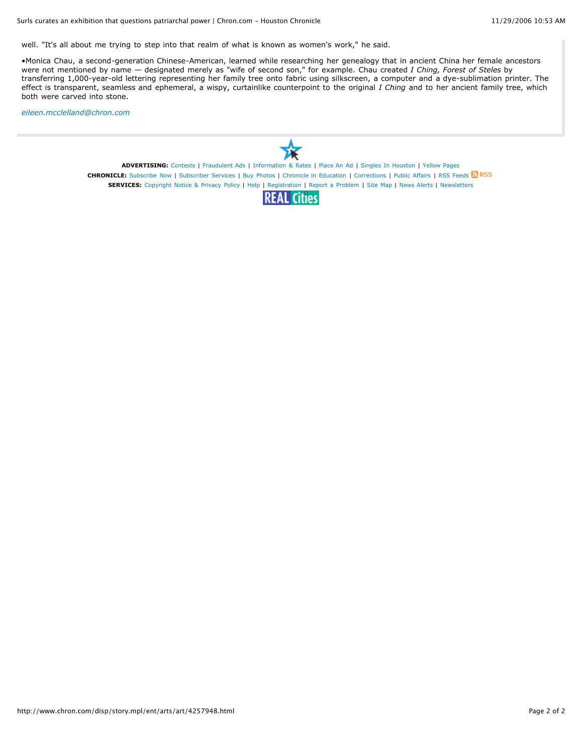well. "It's all about me trying to step into that realm of what is known as women's work," he said.

•Monica Chau, a second-generation Chinese-American, learned while researching her genealogy that in ancient China her female ancestors were not mentioned by name — designated merely as "wife of second son," for example. Chau created *I Ching, Forest of Steles* by transferring 1,000-year-old lettering representing her family tree onto fabric using silkscreen, a computer and a dye-sublimation printer. The effect is transparent, seamless and ephemeral, a wispy, curtainlike counterpoint to the original *I Ching* and to her ancient family tree, which both were carved into stone.

*eileen.mcclelland@chron.com*

**ADVERTISING:** Contests | Fraudulent Ads | Information & Rates | Place An Ad | Singles In Houston | Yellow Pages
**CHRONICLE:** Subscribe Now | Subscriber Services | Buy Photos | Chronicle in Education | Corrections | Public Affairs | RSS Feeds RSS
**SERVICES:** Copyright Notice & Privacy Policy | Help | Registration | Report a Problem | Site Map | News Alerts | Newsletters

REAL Cities